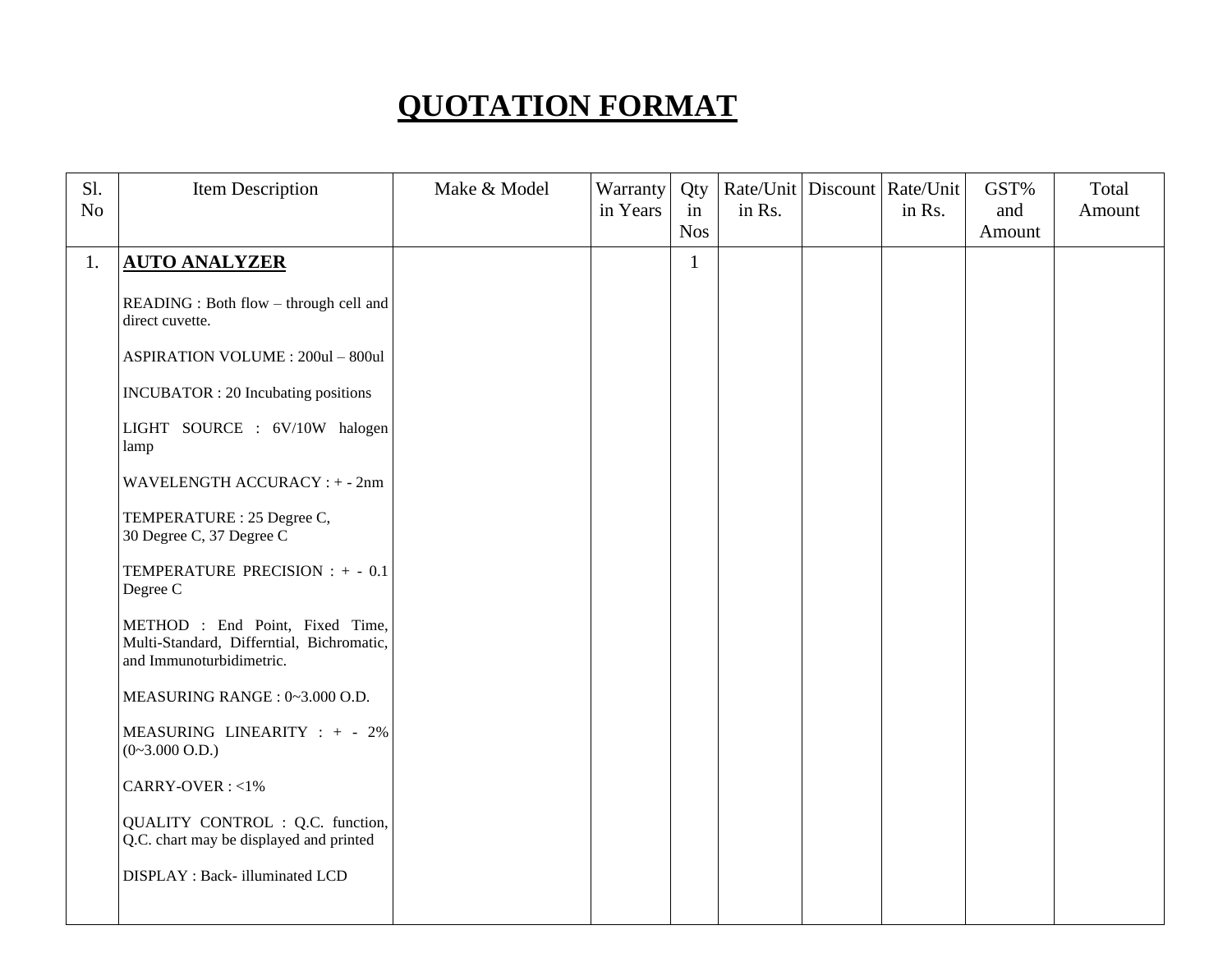# QUOTATION FORMAT

| Sl. No | Item Description | Make & Model | Warranty in Years | Qty in Nos | Rate/Unit in Rs. | Discount | Rate/Unit in Rs. | GST% and Amount | Total Amount |
|---|---|---|---|---|---|---|---|---|---|
| 1. | **AUTO ANALYZER**<br><br>READING : Both flow – through cell and direct cuvette.<br><br>ASPIRATION VOLUME : 200ul – 800ul<br><br>INCUBATOR : 20 Incubating positions<br><br>LIGHT SOURCE : 6V/10W halogen lamp<br><br>WAVELENGTH ACCURACY : + - 2nm<br><br>TEMPERATURE : 25 Degree C, 30 Degree C, 37 Degree C<br><br>TEMPERATURE PRECISION : + - 0.1 Degree C<br><br>METHOD : End Point, Fixed Time, Multi-Standard, Differntial, Bichromatic, and Immunoturbidimetric.<br><br>MEASURING RANGE : 0~3.000 O.D.<br><br>MEASURING LINEARITY : + - 2% (0~3.000 O.D.)<br><br>CARRY-OVER : <1%<br><br>QUALITY CONTROL : Q.C. function, Q.C. chart may be displayed and printed<br><br>DISPLAY : Back- illuminated LCD | | | 1 | | | | | |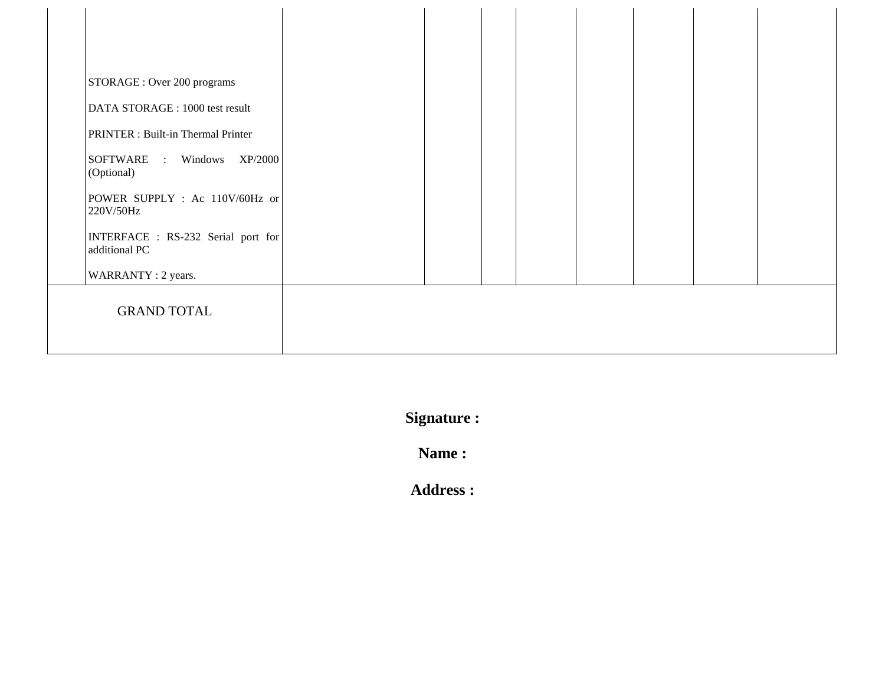| | | | | | | | | | |
|---|---|---|---|---|---|---|---|---|---|
| | STORAGE : Over 200 programs<br><br>DATA STORAGE : 1000 test result<br><br>PRINTER : Built-in Thermal Printer<br><br>SOFTWARE : Windows XP/2000 (Optional)<br><br>POWER SUPPLY : Ac 110V/60Hz or 220V/50Hz<br><br>INTERFACE : RS-232 Serial port for additional PC<br><br>WARRANTY : 2 years. | | | | | | | | |
| GRAND TOTAL | | | | | | | | | |

**Signature :**

**Name :**

**Address :**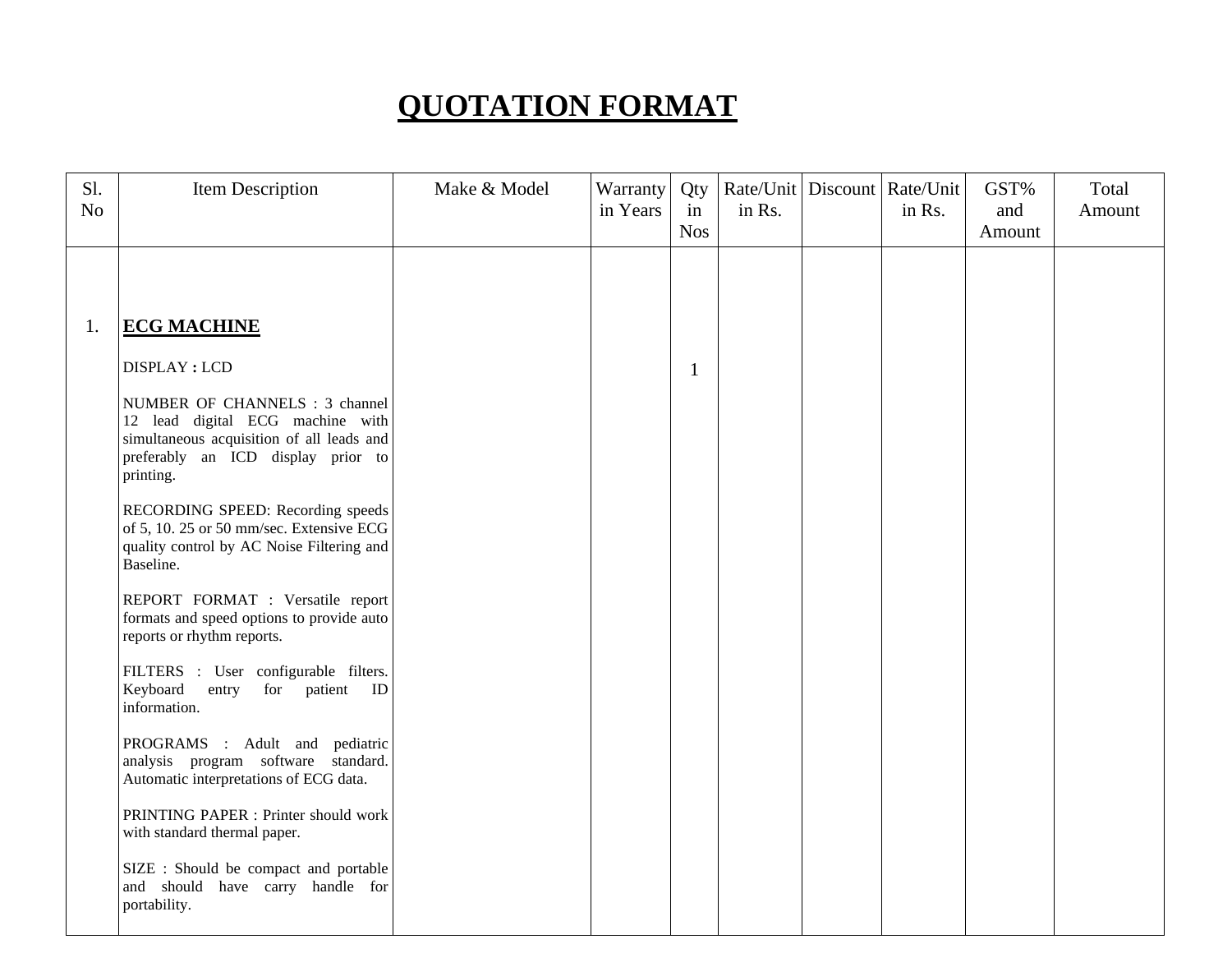# QUOTATION FORMAT

| Sl. No | Item Description | Make & Model | Warranty in Years | Qty in Nos | Rate/Unit in Rs. | Discount | Rate/Unit in Rs. | GST% and Amount | Total Amount |
|---|---|---|---|---|---|---|---|---|---|
| 1. | **ECG MACHINE**<br><br>DISPLAY **:** LCD<br><br>NUMBER OF CHANNELS : 3 channel 12 lead digital ECG machine with simultaneous acquisition of all leads and preferably an ICD display prior to printing.<br><br>RECORDING SPEED: Recording speeds of 5, 10. 25 or 50 mm/sec. Extensive ECG quality control by AC Noise Filtering and Baseline.<br><br>REPORT FORMAT : Versatile report formats and speed options to provide auto reports or rhythm reports.<br><br>FILTERS : User configurable filters. Keyboard entry for patient ID information.<br><br>PROGRAMS : Adult and pediatric analysis program software standard. Automatic interpretations of ECG data.<br><br>PRINTING PAPER : Printer should work with standard thermal paper.<br><br>SIZE : Should be compact and portable and should have carry handle for portability. | | | 1 | | | | | |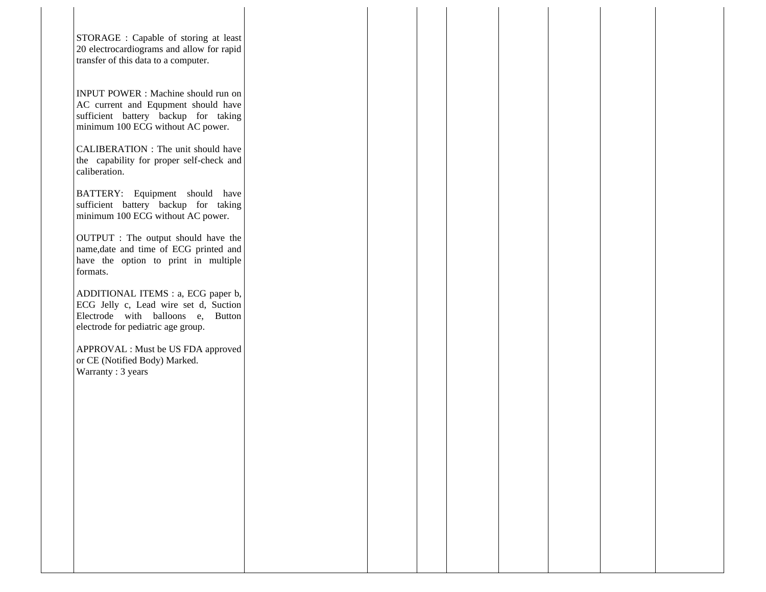| | | | | | | | | | |
|---|---|---|---|---|---|---|---|---|---|
| | STORAGE : Capable of storing at least 20 electrocardiograms and allow for rapid transfer of this data to a computer.<br><br>INPUT POWER : Machine should run on AC current and Equpment should have sufficient battery backup for taking minimum 100 ECG without AC power.<br><br>CALIBERATION : The unit should have the capability for proper self-check and caliberation.<br><br>BATTERY: Equipment should have sufficient battery backup for taking minimum 100 ECG without AC power.<br><br>OUTPUT : The output should have the name,date and time of ECG printed and have the option to print in multiple formats.<br><br>ADDITIONAL ITEMS : a, ECG paper b, ECG Jelly c, Lead wire set d, Suction Electrode with balloons e, Button electrode for pediatric age group.<br><br>APPROVAL : Must be US FDA approved or CE (Notified Body) Marked.<br>Warranty : 3 years | | | | | | | | |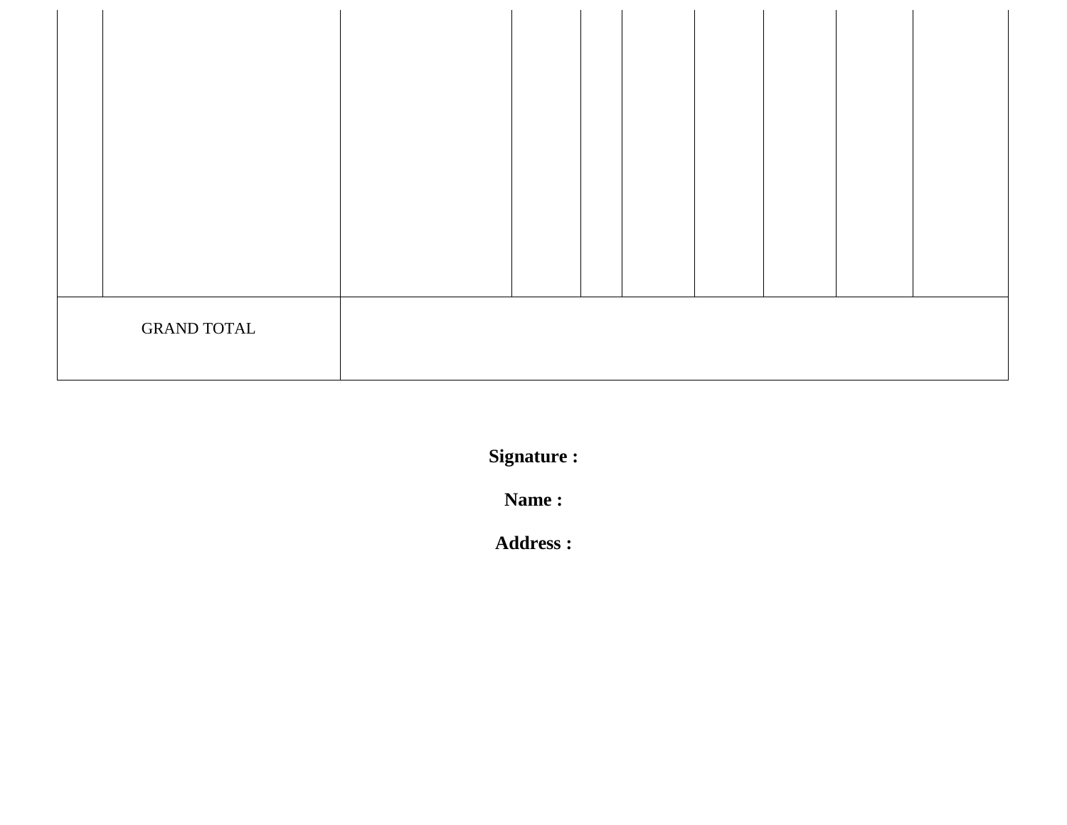| | | | | | | | | | |
|---|---|---|---|---|---|---|---|---|---|
| | | | | | | | | | |
| GRAND TOTAL | | | | | | | | | |

**Signature :**

**Name :**

**Address :**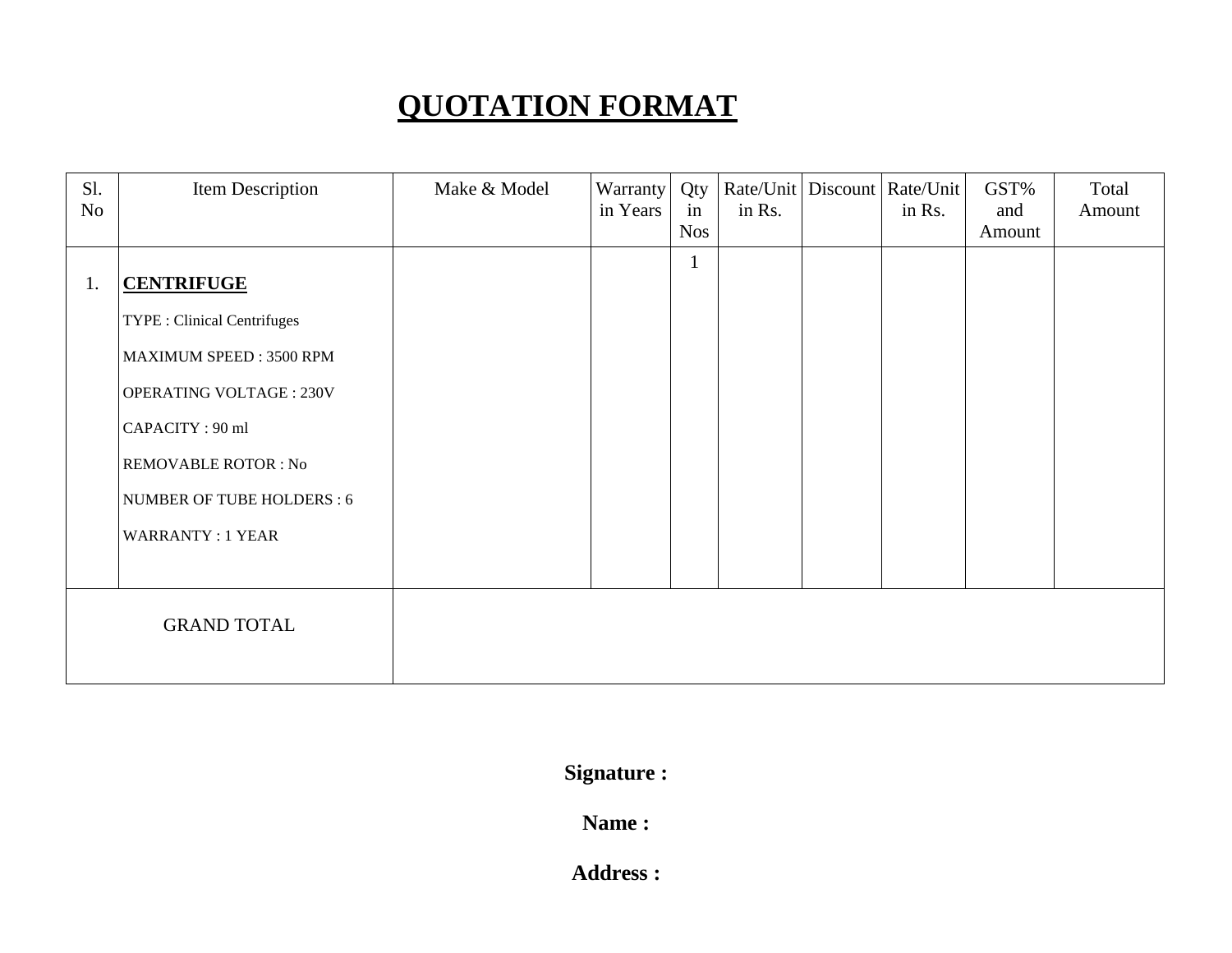# QUOTATION FORMAT

| Sl. No | Item Description | Make & Model | Warranty in Years | Qty in Nos | Rate/Unit in Rs. | Discount | Rate/Unit in Rs. | GST% and Amount | Total Amount |
|---|---|---|---|---|---|---|---|---|---|
| 1. | **CENTRIFUGE**<br>TYPE : Clinical Centrifuges<br>MAXIMUM SPEED : 3500 RPM<br>OPERATING VOLTAGE : 230V<br>CAPACITY : 90 ml<br>REMOVABLE ROTOR : No<br>NUMBER OF TUBE HOLDERS : 6<br>WARRANTY : 1 YEAR | | | 1 | | | | | |
| GRAND TOTAL | | | | | | | | | |

**Signature :**

**Name :**

**Address :**